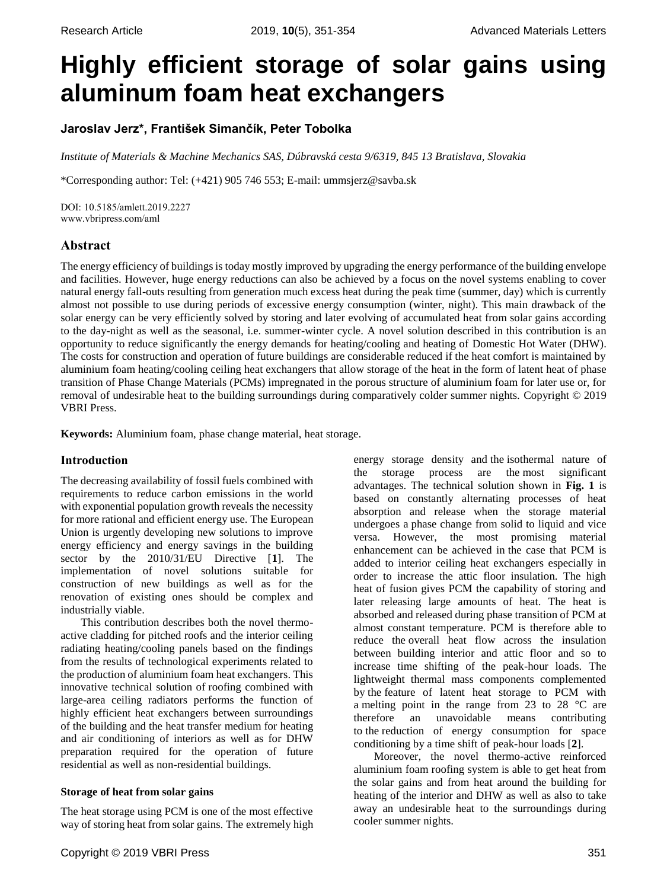# Highly efficient storage of solar gains using aluminum foam heat exchangers

**Jaroslav Jerz\*, František Simančík, Peter Tobolka**

*Institute of Materials & Machine Mechanics SAS, Dúbravská cesta 9/6319, 845 13 Bratislava, Slovakia*

\*Corresponding author: Tel: (+421) 905 746 553; E-mail: ummsjerz@savba.sk

DOI: 10.5185/amlett.2019.2227
www.vbripress.com/aml

## Abstract

The energy efficiency of buildings is today mostly improved by upgrading the energy performance of the building envelope and facilities. However, huge energy reductions can also be achieved by a focus on the novel systems enabling to cover natural energy fall-outs resulting from generation much excess heat during the peak time (summer, day) which is currently almost not possible to use during periods of excessive energy consumption (winter, night). This main drawback of the solar energy can be very efficiently solved by storing and later evolving of accumulated heat from solar gains according to the day-night as well as the seasonal, i.e. summer-winter cycle. A novel solution described in this contribution is an opportunity to reduce significantly the energy demands for heating/cooling and heating of Domestic Hot Water (DHW). The costs for construction and operation of future buildings are considerable reduced if the heat comfort is maintained by aluminium foam heating/cooling ceiling heat exchangers that allow storage of the heat in the form of latent heat of phase transition of Phase Change Materials (PCMs) impregnated in the porous structure of aluminium foam for later use or, for removal of undesirable heat to the building surroundings during comparatively colder summer nights. Copyright © 2019 VBRI Press.

**Keywords:** Aluminium foam, phase change material, heat storage.

## Introduction

The decreasing availability of fossil fuels combined with requirements to reduce carbon emissions in the world with exponential population growth reveals the necessity for more rational and efficient energy use. The European Union is urgently developing new solutions to improve energy efficiency and energy savings in the building sector by the 2010/31/EU Directive [**1**]. The implementation of novel solutions suitable for construction of new buildings as well as for the renovation of existing ones should be complex and industrially viable.

This contribution describes both the novel thermo-active cladding for pitched roofs and the interior ceiling radiating heating/cooling panels based on the findings from the results of technological experiments related to the production of aluminium foam heat exchangers. This innovative technical solution of roofing combined with large-area ceiling radiators performs the function of highly efficient heat exchangers between surroundings of the building and the heat transfer medium for heating and air conditioning of interiors as well as for DHW preparation required for the operation of future residential as well as non-residential buildings.

### Storage of heat from solar gains

The heat storage using PCM is one of the most effective way of storing heat from solar gains. The extremely high energy storage density and the isothermal nature of the storage process are the most significant advantages. The technical solution shown in **Fig. 1** is based on constantly alternating processes of heat absorption and release when the storage material undergoes a phase change from solid to liquid and vice versa. However, the most promising material enhancement can be achieved in the case that PCM is added to interior ceiling heat exchangers especially in order to increase the attic floor insulation. The high heat of fusion gives PCM the capability of storing and later releasing large amounts of heat. The heat is absorbed and released during phase transition of PCM at almost constant temperature. PCM is therefore able to reduce the overall heat flow across the insulation between building interior and attic floor and so to increase time shifting of the peak-hour loads. The lightweight thermal mass components complemented by the feature of latent heat storage to PCM with a melting point in the range from 23 to 28 °C are therefore an unavoidable means contributing to the reduction of energy consumption for space conditioning by a time shift of peak-hour loads [**2**].

Moreover, the novel thermo-active reinforced aluminium foam roofing system is able to get heat from the solar gains and from heat around the building for heating of the interior and DHW as well as also to take away an undesirable heat to the surroundings during cooler summer nights.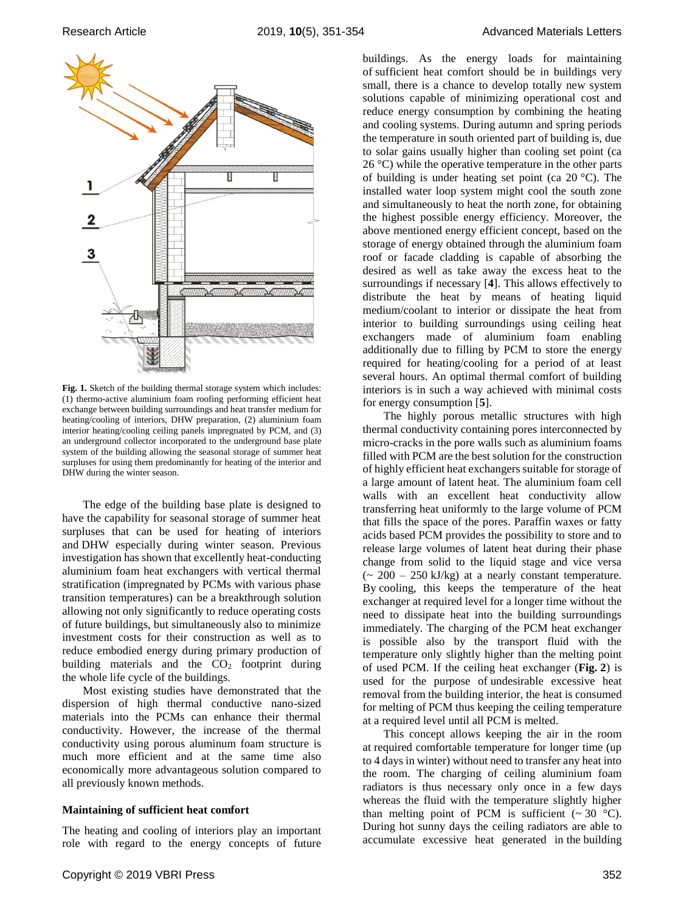Fig. 1. Sketch of the building thermal storage system which includes: (1) thermo-active aluminium foam roofing performing efficient heat exchange between building surroundings and heat transfer medium for heating/cooling of interiors, DHW preparation, (2) aluminium foam interior heating/cooling ceiling panels impregnated by PCM, and (3) an underground collector incorporated to the underground base plate system of the building allowing the seasonal storage of summer heat surpluses for using them predominantly for heating of the interior and DHW during the winter season.

The edge of the building base plate is designed to have the capability for seasonal storage of summer heat surpluses that can be used for heating of interiors and DHW especially during winter season. Previous investigation has shown that excellently heat-conducting aluminium foam heat exchangers with vertical thermal stratification (impregnated by PCMs with various phase transition temperatures) can be a breakthrough solution allowing not only significantly to reduce operating costs of future buildings, but simultaneously also to minimize investment costs for their construction as well as to reduce embodied energy during primary production of building materials and the $CO_2$ footprint during the whole life cycle of the buildings.

Most existing studies have demonstrated that the dispersion of high thermal conductive nano-sized materials into the PCMs can enhance their thermal conductivity. However, the increase of the thermal conductivity using porous aluminum foam structure is much more efficient and at the same time also economically more advantageous solution compared to all previously known methods.

**Maintaining of sufficient heat comfort**

The heating and cooling of interiors play an important role with regard to the energy concepts of future buildings. As the energy loads for maintaining of sufficient heat comfort should be in buildings very small, there is a chance to develop totally new system solutions capable of minimizing operational cost and reduce energy consumption by combining the heating and cooling systems. During autumn and spring periods the temperature in south oriented part of building is, due to solar gains usually higher than cooling set point (ca 26 °C) while the operative temperature in the other parts of building is under heating set point (ca 20 °C). The installed water loop system might cool the south zone and simultaneously to heat the north zone, for obtaining the highest possible energy efficiency. Moreover, the above mentioned energy efficient concept, based on the storage of energy obtained through the aluminium foam roof or facade cladding is capable of absorbing the desired as well as take away the excess heat to the surroundings if necessary [**4**]. This allows effectively to distribute the heat by means of heating liquid medium/coolant to interior or dissipate the heat from interior to building surroundings using ceiling heat exchangers made of aluminium foam enabling additionally due to filling by PCM to store the energy required for heating/cooling for a period of at least several hours. An optimal thermal comfort of building interiors is in such a way achieved with minimal costs for energy consumption [**5**].

The highly porous metallic structures with high thermal conductivity containing pores interconnected by micro-cracks in the pore walls such as aluminium foams filled with PCM are the best solution for the construction of highly efficient heat exchangers suitable for storage of a large amount of latent heat. The aluminium foam cell walls with an excellent heat conductivity allow transferring heat uniformly to the large volume of PCM that fills the space of the pores. Paraffin waxes or fatty acids based PCM provides the possibility to store and to release large volumes of latent heat during their phase change from solid to the liquid stage and vice versa (~ 200 – 250 kJ/kg) at a nearly constant temperature. By cooling, this keeps the temperature of the heat exchanger at required level for a longer time without the need to dissipate heat into the building surroundings immediately. The charging of the PCM heat exchanger is possible also by the transport fluid with the temperature only slightly higher than the melting point of used PCM. If the ceiling heat exchanger (**Fig. 2**) is used for the purpose of undesirable excessive heat removal from the building interior, the heat is consumed for melting of PCM thus keeping the ceiling temperature at a required level until all PCM is melted.

This concept allows keeping the air in the room at required comfortable temperature for longer time (up to 4 days in winter) without need to transfer any heat into the room. The charging of ceiling aluminium foam radiators is thus necessary only once in a few days whereas the fluid with the temperature slightly higher than melting point of PCM is sufficient (~ 30 °C). During hot sunny days the ceiling radiators are able to accumulate excessive heat generated in the building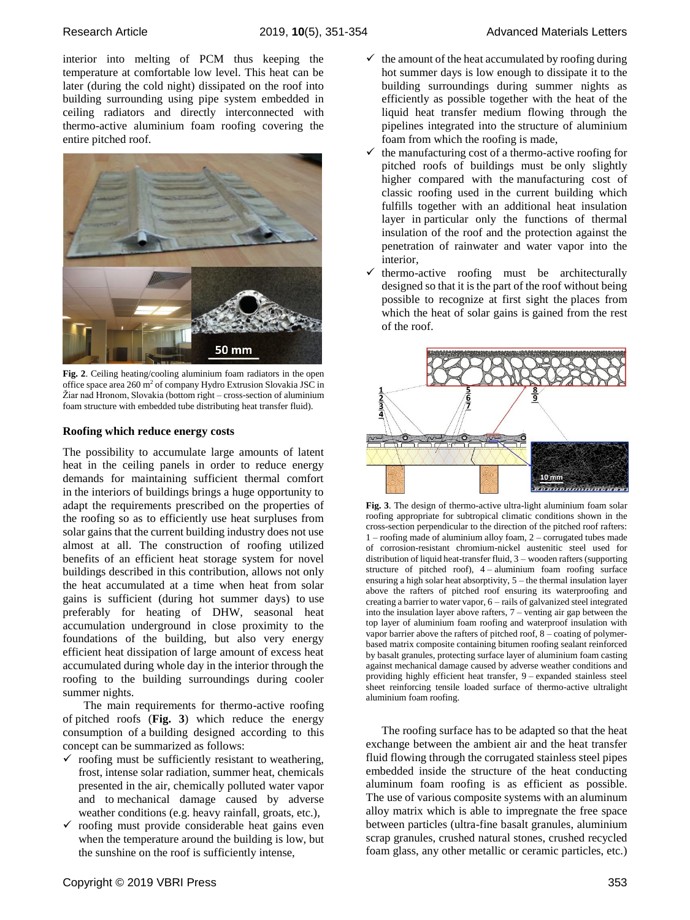interior into melting of PCM thus keeping the temperature at comfortable low level. This heat can be later (during the cold night) dissipated on the roof into building surrounding using pipe system embedded in ceiling radiators and directly interconnected with thermo-active aluminium foam roofing covering the entire pitched roof.

**Fig. 2**. Ceiling heating/cooling aluminium foam radiators in the open office space area 260 m$^2$ of company Hydro Extrusion Slovakia JSC in Žiar nad Hronom, Slovakia (bottom right – cross-section of aluminium foam structure with embedded tube distributing heat transfer fluid).

### Roofing which reduce energy costs

The possibility to accumulate large amounts of latent heat in the ceiling panels in order to reduce energy demands for maintaining sufficient thermal comfort in the interiors of buildings brings a huge opportunity to adapt the requirements prescribed on the properties of the roofing so as to efficiently use heat surpluses from solar gains that the current building industry does not use almost at all. The construction of roofing utilized benefits of an efficient heat storage system for novel buildings described in this contribution, allows not only the heat accumulated at a time when heat from solar gains is sufficient (during hot summer days) to use preferably for heating of DHW, seasonal heat accumulation underground in close proximity to the foundations of the building, but also very energy efficient heat dissipation of large amount of excess heat accumulated during whole day in the interior through the roofing to the building surroundings during cooler summer nights.

The main requirements for thermo-active roofing of pitched roofs (**Fig. 3**) which reduce the energy consumption of a building designed according to this concept can be summarized as follows:

- ✓ roofing must be sufficiently resistant to weathering, frost, intense solar radiation, summer heat, chemicals presented in the air, chemically polluted water vapor and to mechanical damage caused by adverse weather conditions (e.g. heavy rainfall, groats, etc.),
- ✓ roofing must provide considerable heat gains even when the temperature around the building is low, but the sunshine on the roof is sufficiently intense,
- ✓ the amount of the heat accumulated by roofing during hot summer days is low enough to dissipate it to the building surroundings during summer nights as efficiently as possible together with the heat of the liquid heat transfer medium flowing through the pipelines integrated into the structure of aluminium foam from which the roofing is made,
- ✓ the manufacturing cost of a thermo-active roofing for pitched roofs of buildings must be only slightly higher compared with the manufacturing cost of classic roofing used in the current building which fulfills together with an additional heat insulation layer in particular only the functions of thermal insulation of the roof and the protection against the penetration of rainwater and water vapor into the interior,
- ✓ thermo-active roofing must be architecturally designed so that it is the part of the roof without being possible to recognize at first sight the places from which the heat of solar gains is gained from the rest of the roof.

**Fig. 3**. The design of thermo-active ultra-light aluminium foam solar roofing appropriate for subtropical climatic conditions shown in the cross-section perpendicular to the direction of the pitched roof rafters: 1 – roofing made of aluminium alloy foam, 2 – corrugated tubes made of corrosion-resistant chromium-nickel austenitic steel used for distribution of liquid heat-transfer fluid, 3 – wooden rafters (supporting structure of pitched roof), 4 – aluminium foam roofing surface ensuring a high solar heat absorptivity, 5 – the thermal insulation layer above the rafters of pitched roof ensuring its waterproofing and creating a barrier to water vapor, 6 – rails of galvanized steel integrated into the insulation layer above rafters, 7 – venting air gap between the top layer of aluminium foam roofing and waterproof insulation with vapor barrier above the rafters of pitched roof, 8 – coating of polymer-based matrix composite containing bitumen roofing sealant reinforced by basalt granules, protecting surface layer of aluminium foam casting against mechanical damage caused by adverse weather conditions and providing highly efficient heat transfer, 9 – expanded stainless steel sheet reinforcing tensile loaded surface of thermo-active ultralight aluminium foam roofing.

The roofing surface has to be adapted so that the heat exchange between the ambient air and the heat transfer fluid flowing through the corrugated stainless steel pipes embedded inside the structure of the heat conducting aluminum foam roofing is as efficient as possible. The use of various composite systems with an aluminum alloy matrix which is able to impregnate the free space between particles (ultra-fine basalt granules, aluminium scrap granules, crushed natural stones, crushed recycled foam glass, any other metallic or ceramic particles, etc.)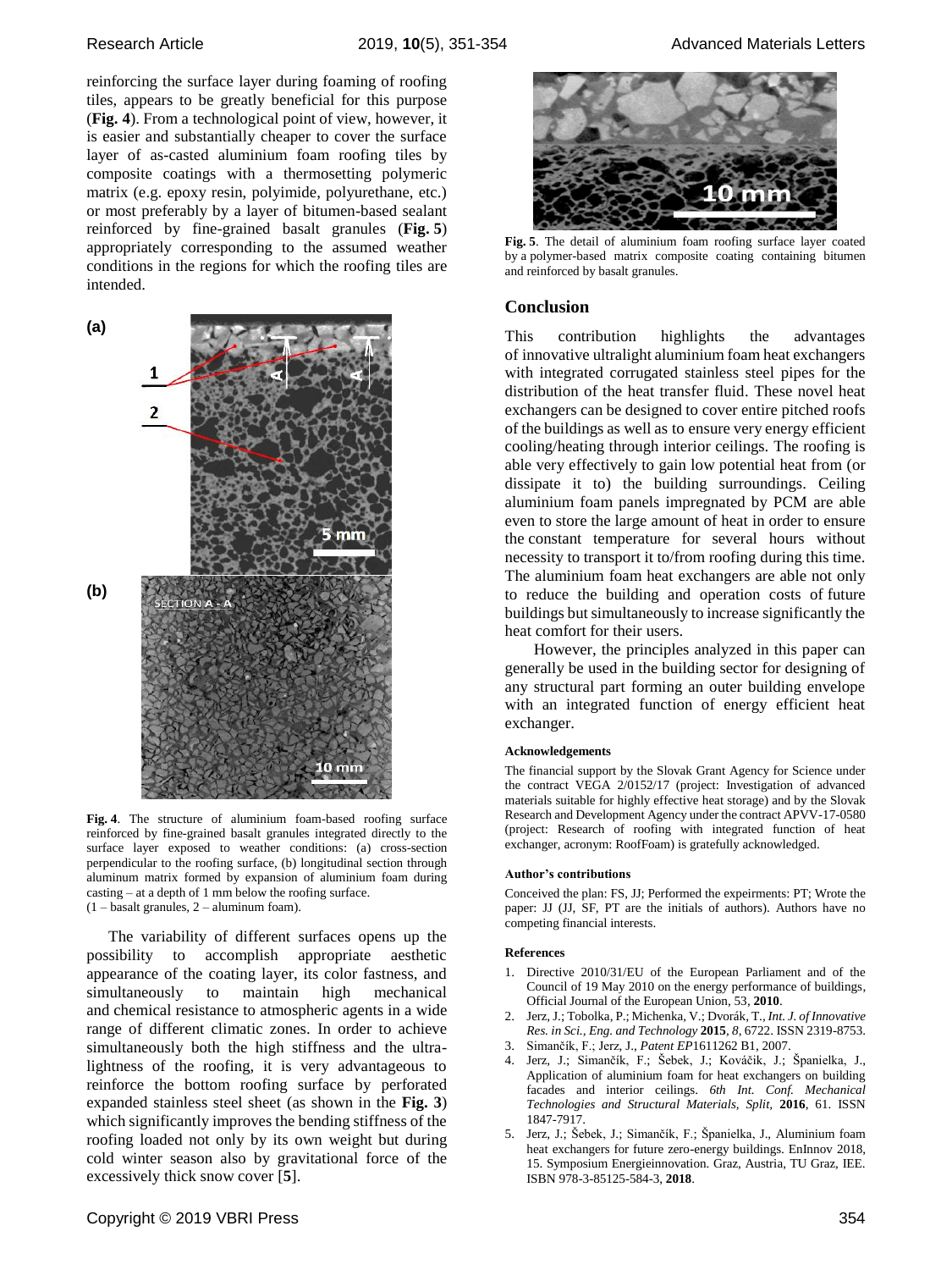reinforcing the surface layer during foaming of roofing tiles, appears to be greatly beneficial for this purpose (**Fig. 4**). From a technological point of view, however, it is easier and substantially cheaper to cover the surface layer of as-casted aluminium foam roofing tiles by composite coatings with a thermosetting polymeric matrix (e.g. epoxy resin, polyimide, polyurethane, etc.) or most preferably by a layer of bitumen-based sealant reinforced by fine-grained basalt granules (**Fig. 5**) appropriately corresponding to the assumed weather conditions in the regions for which the roofing tiles are intended.

**Fig. 4**. The structure of aluminium foam-based roofing surface reinforced by fine-grained basalt granules integrated directly to the surface layer exposed to weather conditions: (a) cross-section perpendicular to the roofing surface, (b) longitudinal section through aluminum matrix formed by expansion of aluminium foam during casting – at a depth of 1 mm below the roofing surface. (1 – basalt granules, 2 – aluminum foam).

The variability of different surfaces opens up the possibility to accomplish appropriate aesthetic appearance of the coating layer, its color fastness, and simultaneously to maintain high mechanical and chemical resistance to atmospheric agents in a wide range of different climatic zones. In order to achieve simultaneously both the high stiffness and the ultra-lightness of the roofing, it is very advantageous to reinforce the bottom roofing surface by perforated expanded stainless steel sheet (as shown in the **Fig. 3**) which significantly improves the bending stiffness of the roofing loaded not only by its own weight but during cold winter season also by gravitational force of the excessively thick snow cover [**5**].

**Fig. 5**. The detail of aluminium foam roofing surface layer coated by a polymer-based matrix composite coating containing bitumen and reinforced by basalt granules.

## Conclusion

This contribution highlights the advantages of innovative ultralight aluminium foam heat exchangers with integrated corrugated stainless steel pipes for the distribution of the heat transfer fluid. These novel heat exchangers can be designed to cover entire pitched roofs of the buildings as well as to ensure very energy efficient cooling/heating through interior ceilings. The roofing is able very effectively to gain low potential heat from (or dissipate it to) the building surroundings. Ceiling aluminium foam panels impregnated by PCM are able even to store the large amount of heat in order to ensure the constant temperature for several hours without necessity to transport it to/from roofing during this time. The aluminium foam heat exchangers are able not only to reduce the building and operation costs of future buildings but simultaneously to increase significantly the heat comfort for their users.

However, the principles analyzed in this paper can generally be used in the building sector for designing of any structural part forming an outer building envelope with an integrated function of energy efficient heat exchanger.

#### Acknowledgements

The financial support by the Slovak Grant Agency for Science under the contract VEGA 2/0152/17 (project: Investigation of advanced materials suitable for highly effective heat storage) and by the Slovak Research and Development Agency under the contract APVV-17-0580 (project: Research of roofing with integrated function of heat exchanger, acronym: RoofFoam) is gratefully acknowledged.

#### Author's contributions

Conceived the plan: FS, JJ; Performed the expeirments: PT; Wrote the paper: JJ (JJ, SF, PT are the initials of authors). Authors have no competing financial interests.

#### References

1. Directive 2010/31/EU of the European Parliament and of the Council of 19 May 2010 on the energy performance of buildings, Official Journal of the European Union, 53, **2010**.
2. Jerz, J.; Tobolka, P.; Michenka, V.; Dvorák, T., *Int. J. of Innovative Res. in Sci., Eng. and Technology* **2015**, *8*, 6722. ISSN 2319-8753.
3. Simančík, F.; Jerz, J., *Patent EP*1611262 B1, 2007.
4. Jerz, J.; Simančík, F.; Šebek, J.; Kováčik, J.; Španielka, J., Application of aluminium foam for heat exchangers on building facades and interior ceilings. *6th Int. Conf. Mechanical Technologies and Structural Materials, Split,* **2016**, 61. ISSN 1847-7917.
5. Jerz, J.; Šebek, J.; Simančík, F.; Španielka, J., Aluminium foam heat exchangers for future zero-energy buildings. EnInnov 2018, 15. Symposium Energieinnovation. Graz, Austria, TU Graz, IEE. ISBN 978-3-85125-584-3, **2018**.